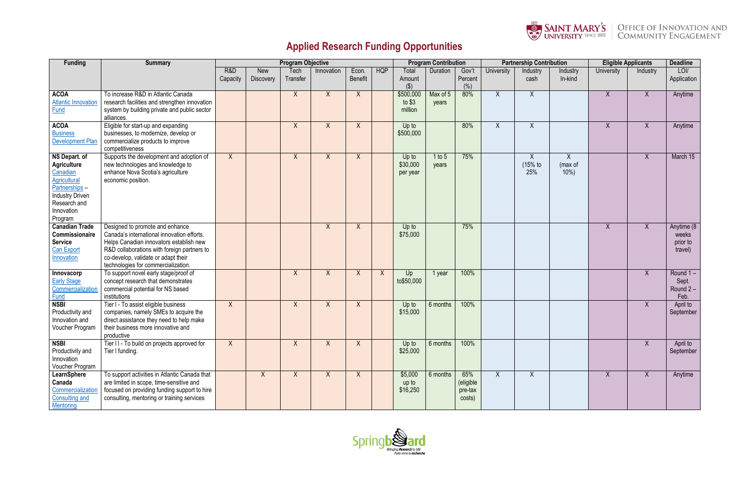# Applied Research Funding Opportunities

| Funding | Summary | Program Objective | | | | | | Program Contribution | | | Partnership Contribution | | | Eligible Applicants | | Deadline |
|---|---|---|---|---|---|---|---|---|---|---|---|---|---|---|---|---|
| | | R&D Capacity | New Discovery | Tech Transfer | Innovation | Econ. Benefit | HQP | Total Amount ($) | Duration | Gov't Percent (%) | University | Industry cash | Industry In-kind | University | Industry | LOI/ Application |
| **ACOA** Atlantic Innovation Fund | To increase R&D in Atlantic Canada research facilities and strengthen innovation system by building private and public sector alliances. | | | X | X | X | | $500,000 to $3 million | Max of 5 years | 80% | X | X | | X | X | Anytime |
| **ACOA** Business Development Plan | Eligible for start-up and expanding businesses, to modernize, develop or commercialize products to improve competitiveness | | | X | X | X | | Up to $500,000 | | 80% | X | X | | X | X | Anytime |
| **NS Depart. of Agriculture** Canadian Agricultural Partnerships – Industry Driven Research and Innovation Program | Supports the development and adoption of new technologies and knowledge to enhance Nova Scotia's agriculture economic position. | X | | X | X | X | | Up to $30,000 per year | 1 to 5 years | 75% | | X (15% to 25% | X (max of 10%) | | X | March 15 |
| **Canadian Trade Commissionaire Service** Can Export Innovation | Designed to promote and enhance Canada's international innovation efforts. Helps Canadian innovators establish new R&D collaborations with foreign partners to co-develop, validate or adapt their technologies for commercialization. | | | | X | X | | Up to $75,000 | | 75% | | | | X | X | Anytime (8 weeks prior to travel) |
| **Innovacorp** Early Stage Commercialization Fund | To support novel early stage/proof of concept research that demonstrates commercial potential for NS based institutions | | | X | X | X | X | Up to$50,000 | 1 year | 100% | | | | | X | Round 1 – Sept. Round 2 – Feb. |
| **NSBI** Productivity and Innovation and Voucher Program | Tier I - To assist eligible business companies, namely SMEs to acquire the direct assistance they need to help make their business more innovative and productive | X | | X | X | X | | Up to $15,000 | 6 months | 100% | | | | | X | April to September |
| **NSBI** Productivity and Innovation Voucher Program | Tier I I - To build on projects approved for Tier I funding. | X | | X | X | X | | Up to $25,000 | 6 months | 100% | | | | | X | April to September |
| **LearnSphere Canada** Commercialization Consulting and Mentoring | To support activities in Atlantic Canada that are limited in scope, time-sensitive and focused on providing funding support to hire consulting, mentoring or training services | | X | X | X | X | | $5,000 up to $16,250 | 6 months | 65% (eligible pre-tax costs) | X | X | | X | X | Anytime |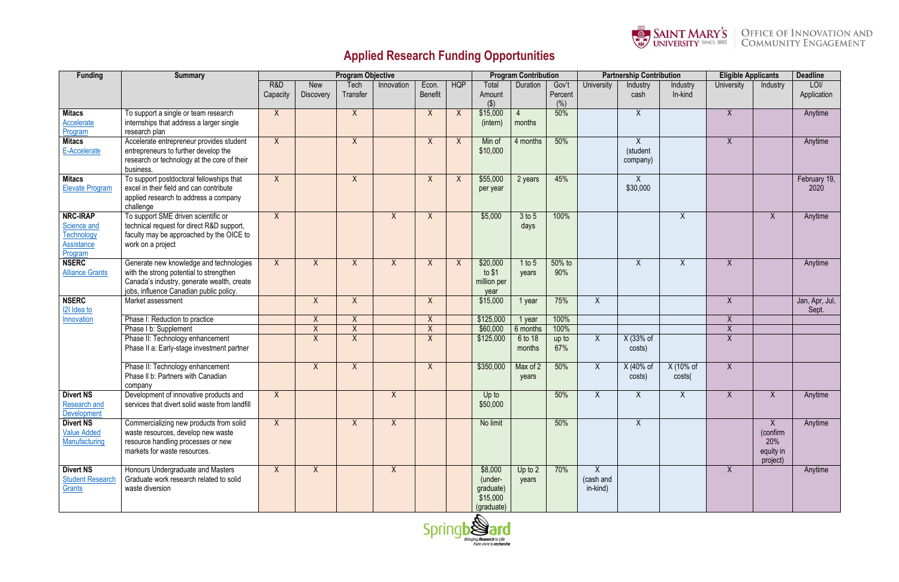# Applied Research Funding Opportunities

| Funding | Summary | Program Objective | | | | | | Program Contribution | | | Partnership Contribution | | | Eligible Applicants | | Deadline |
|---|---|---|---|---|---|---|---|---|---|---|---|---|---|---|---|---|
| | | R&D Capacity | New Discovery | Tech Transfer | Innovation | Econ. Benefit | HQP | Total Amount ($) | Duration | Gov't Percent (%) | University | Industry cash | Industry In-kind | University | Industry | LOI/ Application |
| **Mitacs** Accelerate Program | To support a single or team research internships that address a larger single research plan | X | | X | | X | X | $15,000 (intern) | 4 months | 50% | | X | | X | | Anytime |
| **Mitacs** E-Accelerate | Accelerate entrepreneur provides student entrepreneurs to further develop the research or technology at the core of their business. | X | | X | | X | X | Min of $10,000 | 4 months | 50% | | X (student company) | | X | | Anytime |
| **Mitacs** Elevate Program | To support postdoctoral fellowships that excel in their field and can contribute applied research to address a company challenge | X | | X | | X | X | $55,000 per year | 2 years | 45% | | X $30,000 | | | | February 19, 2020 |
| **NRC-IRAP** Science and Technology Assistance Program | To support SME driven scientific or technical request for direct R&D support, faculty may be approached by the OICE to work on a project | X | | | X | X | | $5,000 | 3 to 5 days | 100% | | | X | | X | Anytime |
| **NSERC** Alliance Grants | Generate new knowledge and technologies with the strong potential to strengthen Canada's industry, generate wealth, create jobs, influence Canadian public policy. | X | X | X | X | X | X | $20,000 to $1 million per year | 1 to 5 years | 50% to 90% | | X | X | X | | Anytime |
| **NSERC** I2I Idea to Innovation | Market assessment | | X | X | | X | | $15,000 | 1 year | 75% | X | | | X | | Jan, Apr, Jul, Sept. |
| | Phase I: Reduction to practice | | X | X | | X | | $125,000 | 1 year | 100% | | | | X | | |
| | Phase I b: Supplement | | X | X | | X | | $60,000 | 6 months | 100% | | | | X | | |
| | Phase II: Technology enhancement<br>Phase II a: Early-stage investment partner | | X | X | | X | | $125,000 | 6 to 18 months | up to 67% | X | X (33% of costs) | | X | | |
| | Phase II: Technology enhancement<br>Phase II b: Partners with Canadian company | | X | X | | X | | $350,000 | Max of 2 years | 50% | X | X (40% of costs) | X (10% of costs( | X | | |
| **Divert NS** Research and Development | Development of innovative products and services that divert solid waste from landfill | X | | | X | | | Up to $50,000 | | 50% | X | X | X | X | X | Anytime |
| **Divert NS** Value Added Manufacturing | Commercializing new products from solid waste resources, develop new waste resource handling processes or new markets for waste resources. | X | | X | X | | | No limit | | 50% | | X | | | X (confirm 20% equity in project) | Anytime |
| **Divert NS** Student Research Grants | Honours Undergraduate and Masters Graduate work research related to solid waste diversion | X | X | | X | | | $8,000 (under-graduate) $15,000 (graduate) | Up to 2 years | 70% | X (cash and in-kind) | | | X | | Anytime |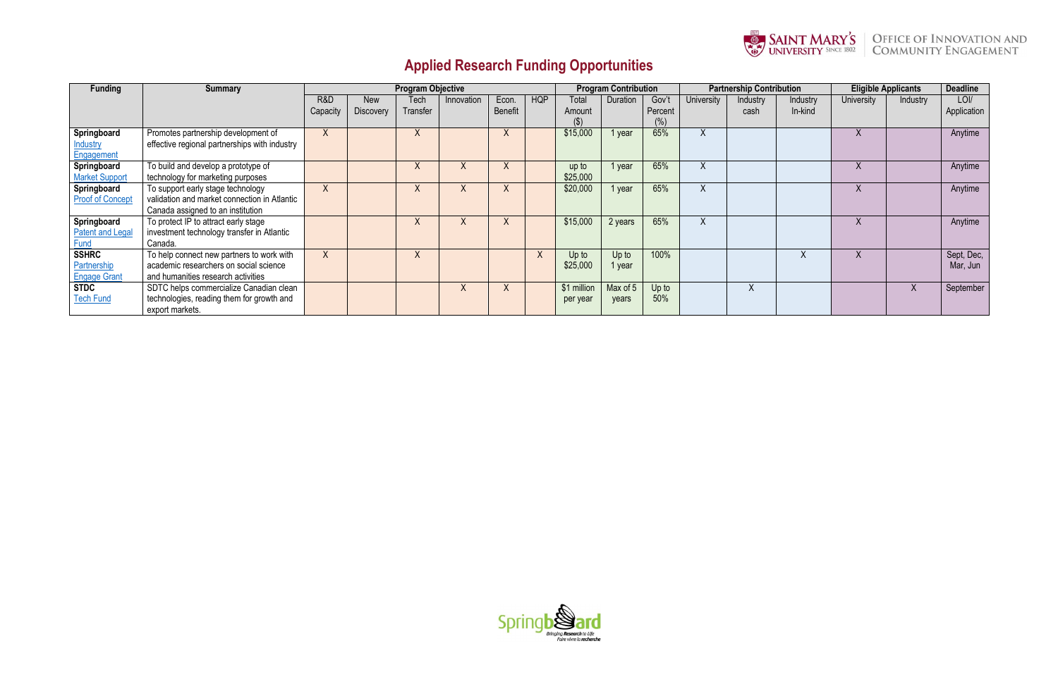## Applied Research Funding Opportunities

| Funding | Summary | Program Objective | | | | | | Program Contribution | | | Partnership Contribution | | | Eligible Applicants | | Deadline |
|---|---|---|---|---|---|---|---|---|---|---|---|---|---|---|---|---|
| | | R&D Capacity | New Discovery | Tech Transfer | Innovation | Econ. Benefit | HQP | Total Amount ($) | Duration | Gov't Percent (%) | University | Industry cash | Industry In-kind | University | Industry | LOI/ Application |
| **Springboard** Industry Engagement | Promotes partnership development of effective regional partnerships with industry | X | | X | | X | | $15,000 | 1 year | 65% | X | | | X | | Anytime |
| **Springboard** Market Support | To build and develop a prototype of technology for marketing purposes | | | X | X | X | | up to $25,000 | 1 year | 65% | X | | | X | | Anytime |
| **Springboard** Proof of Concept | To support early stage technology validation and market connection in Atlantic Canada assigned to an institution | X | | X | X | X | | $20,000 | 1 year | 65% | X | | | X | | Anytime |
| **Springboard** Patent and Legal Fund | To protect IP to attract early stage investment technology transfer in Atlantic Canada. | | | X | X | X | | $15,000 | 2 years | 65% | X | | | X | | Anytime |
| **SSHRC** Partnership Engage Grant | To help connect new partners to work with academic researchers on social science and humanities research activities | X | | X | | | X | Up to $25,000 | Up to 1 year | 100% | | | X | X | | Sept, Dec, Mar, Jun |
| **STDC** Tech Fund | SDTC helps commercialize Canadian clean technologies, reading them for growth and export markets. | | | | X | X | | $1 million per year | Max of 5 years | Up to 50% | | X | | | X | September |